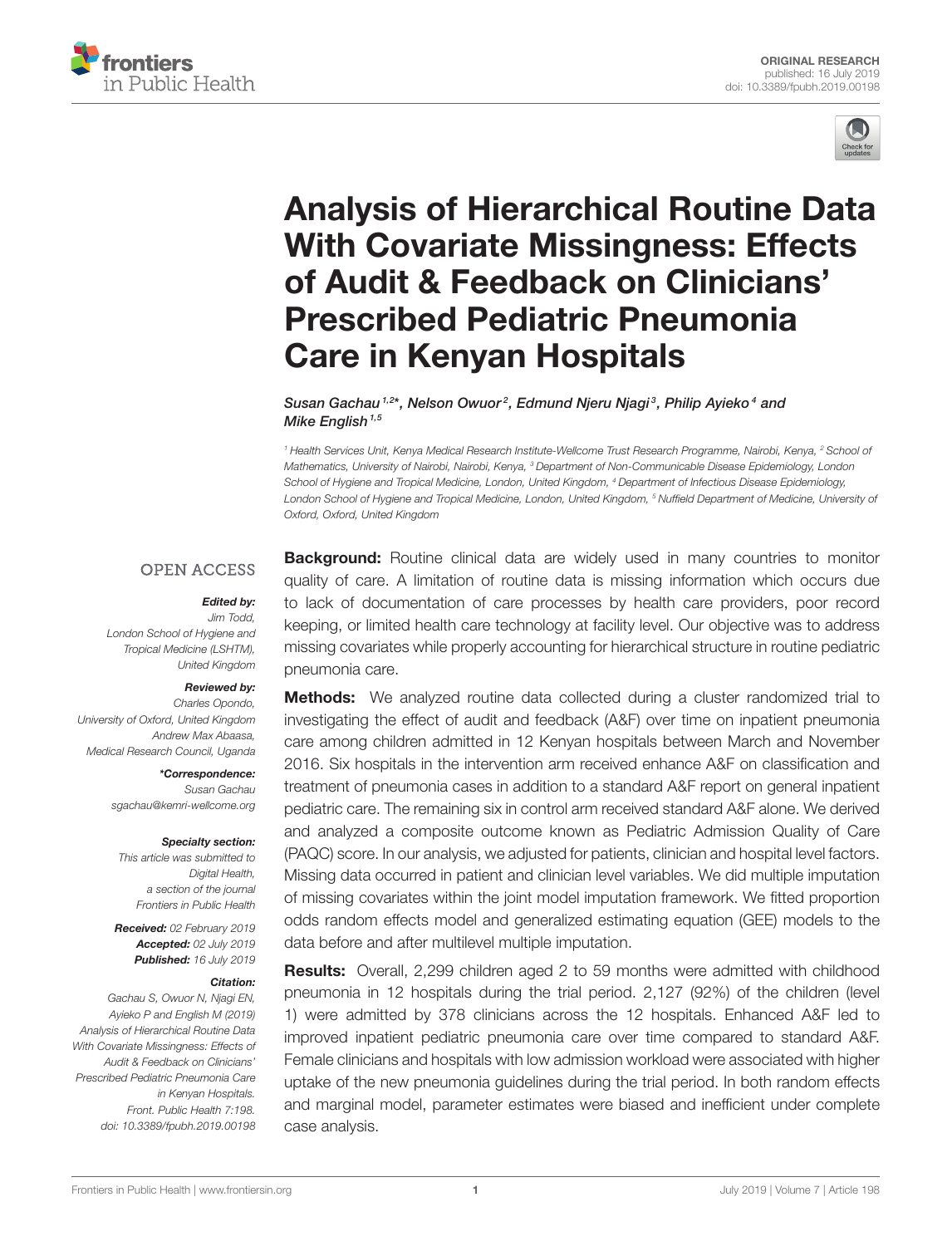ORIGINAL RESEARCH
published: 16 July 2019
doi: 10.3389/fpubh.2019.00198

# Analysis of Hierarchical Routine Data With Covariate Missingness: Effects of Audit & Feedback on Clinicians' Prescribed Pediatric Pneumonia Care in Kenyan Hospitals

*Susan Gachau[1,2*], Nelson Owuor[2], Edmund Njeru Njagi[3], Philip Ayieko[4] and Mike English[1,5]*

[1] Health Services Unit, Kenya Medical Research Institute-Wellcome Trust Research Programme, Nairobi, Kenya, [2] School of Mathematics, University of Nairobi, Nairobi, Kenya, [3] Department of Non-Communicable Disease Epidemiology, London School of Hygiene and Tropical Medicine, London, United Kingdom, [4] Department of Infectious Disease Epidemiology, London School of Hygiene and Tropical Medicine, London, United Kingdom, [5] Nuffield Department of Medicine, University of Oxford, Oxford, United Kingdom

OPEN ACCESS

***Edited by:***
*Jim Todd,*
*London School of Hygiene and Tropical Medicine (LSHTM), United Kingdom*

***Reviewed by:***
*Charles Opondo,*
*University of Oxford, United Kingdom*
*Andrew Max Abaasa,*
*Medical Research Council, Uganda*

***\*Correspondence:***
*Susan Gachau*
*sgachau@kemri-wellcome.org*

***Specialty section:***
*This article was submitted to Digital Health, a section of the journal Frontiers in Public Health*

***Received:*** *02 February 2019*
***Accepted:*** *02 July 2019*
***Published:*** *16 July 2019*

***Citation:***
*Gachau S, Owuor N, Njagi EN, Ayieko P and English M (2019) Analysis of Hierarchical Routine Data With Covariate Missingness: Effects of Audit & Feedback on Clinicians' Prescribed Pediatric Pneumonia Care in Kenyan Hospitals. Front. Public Health 7:198. doi: 10.3389/fpubh.2019.00198*

**Background:** Routine clinical data are widely used in many countries to monitor quality of care. A limitation of routine data is missing information which occurs due to lack of documentation of care processes by health care providers, poor record keeping, or limited health care technology at facility level. Our objective was to address missing covariates while properly accounting for hierarchical structure in routine pediatric pneumonia care.

**Methods:** We analyzed routine data collected during a cluster randomized trial to investigating the effect of audit and feedback (A&F) over time on inpatient pneumonia care among children admitted in 12 Kenyan hospitals between March and November 2016. Six hospitals in the intervention arm received enhance A&F on classification and treatment of pneumonia cases in addition to a standard A&F report on general inpatient pediatric care. The remaining six in control arm received standard A&F alone. We derived and analyzed a composite outcome known as Pediatric Admission Quality of Care (PAQC) score. In our analysis, we adjusted for patients, clinician and hospital level factors. Missing data occurred in patient and clinician level variables. We did multiple imputation of missing covariates within the joint model imputation framework. We fitted proportion odds random effects model and generalized estimating equation (GEE) models to the data before and after multilevel multiple imputation.

**Results:** Overall, 2,299 children aged 2 to 59 months were admitted with childhood pneumonia in 12 hospitals during the trial period. 2,127 (92%) of the children (level 1) were admitted by 378 clinicians across the 12 hospitals. Enhanced A&F led to improved inpatient pediatric pneumonia care over time compared to standard A&F. Female clinicians and hospitals with low admission workload were associated with higher uptake of the new pneumonia guidelines during the trial period. In both random effects and marginal model, parameter estimates were biased and inefficient under complete case analysis.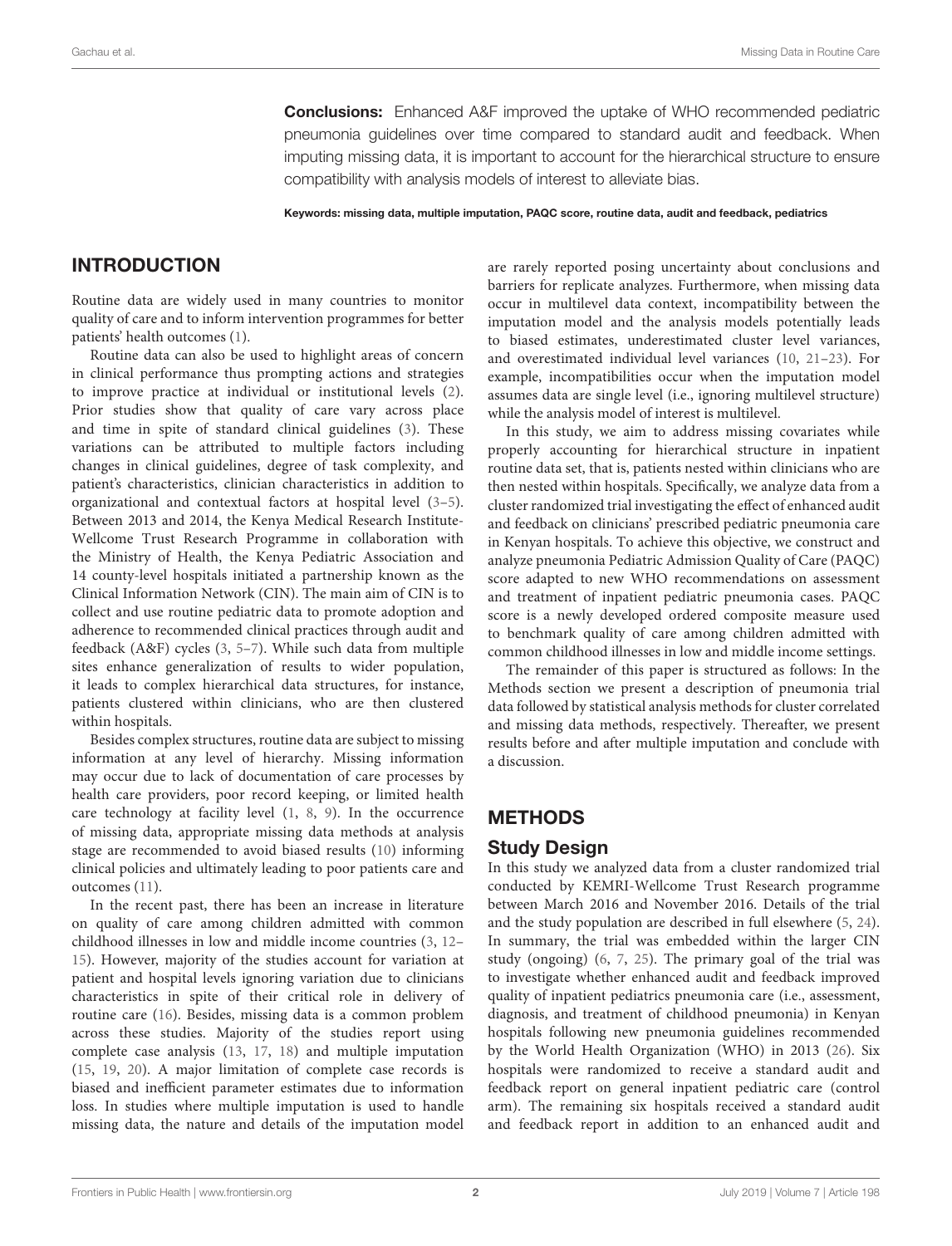**Conclusions:** Enhanced A&F improved the uptake of WHO recommended pediatric pneumonia guidelines over time compared to standard audit and feedback. When imputing missing data, it is important to account for the hierarchical structure to ensure compatibility with analysis models of interest to alleviate bias.

**Keywords: missing data, multiple imputation, PAQC score, routine data, audit and feedback, pediatrics**

## INTRODUCTION

Routine data are widely used in many countries to monitor quality of care and to inform intervention programmes for better patients' health outcomes (1).

Routine data can also be used to highlight areas of concern in clinical performance thus prompting actions and strategies to improve practice at individual or institutional levels (2). Prior studies show that quality of care vary across place and time in spite of standard clinical guidelines (3). These variations can be attributed to multiple factors including changes in clinical guidelines, degree of task complexity, and patient's characteristics, clinician characteristics in addition to organizational and contextual factors at hospital level (3–5). Between 2013 and 2014, the Kenya Medical Research Institute-Wellcome Trust Research Programme in collaboration with the Ministry of Health, the Kenya Pediatric Association and 14 county-level hospitals initiated a partnership known as the Clinical Information Network (CIN). The main aim of CIN is to collect and use routine pediatric data to promote adoption and adherence to recommended clinical practices through audit and feedback (A&F) cycles (3, 5–7). While such data from multiple sites enhance generalization of results to wider population, it leads to complex hierarchical data structures, for instance, patients clustered within clinicians, who are then clustered within hospitals.

Besides complex structures, routine data are subject to missing information at any level of hierarchy. Missing information may occur due to lack of documentation of care processes by health care providers, poor record keeping, or limited health care technology at facility level (1, 8, 9). In the occurrence of missing data, appropriate missing data methods at analysis stage are recommended to avoid biased results (10) informing clinical policies and ultimately leading to poor patients care and outcomes (11).

In the recent past, there has been an increase in literature on quality of care among children admitted with common childhood illnesses in low and middle income countries (3, 12–15). However, majority of the studies account for variation at patient and hospital levels ignoring variation due to clinicians characteristics in spite of their critical role in delivery of routine care (16). Besides, missing data is a common problem across these studies. Majority of the studies report using complete case analysis (13, 17, 18) and multiple imputation (15, 19, 20). A major limitation of complete case records is biased and inefficient parameter estimates due to information loss. In studies where multiple imputation is used to handle missing data, the nature and details of the imputation model are rarely reported posing uncertainty about conclusions and barriers for replicate analyzes. Furthermore, when missing data occur in multilevel data context, incompatibility between the imputation model and the analysis models potentially leads to biased estimates, underestimated cluster level variances, and overestimated individual level variances (10, 21–23). For example, incompatibilities occur when the imputation model assumes data are single level (i.e., ignoring multilevel structure) while the analysis model of interest is multilevel.

In this study, we aim to address missing covariates while properly accounting for hierarchical structure in inpatient routine data set, that is, patients nested within clinicians who are then nested within hospitals. Specifically, we analyze data from a cluster randomized trial investigating the effect of enhanced audit and feedback on clinicians' prescribed pediatric pneumonia care in Kenyan hospitals. To achieve this objective, we construct and analyze pneumonia Pediatric Admission Quality of Care (PAQC) score adapted to new WHO recommendations on assessment and treatment of inpatient pediatric pneumonia cases. PAQC score is a newly developed ordered composite measure used to benchmark quality of care among children admitted with common childhood illnesses in low and middle income settings.

The remainder of this paper is structured as follows: In the Methods section we present a description of pneumonia trial data followed by statistical analysis methods for cluster correlated and missing data methods, respectively. Thereafter, we present results before and after multiple imputation and conclude with a discussion.

## METHODS

### Study Design

In this study we analyzed data from a cluster randomized trial conducted by KEMRI-Wellcome Trust Research programme between March 2016 and November 2016. Details of the trial and the study population are described in full elsewhere (5, 24). In summary, the trial was embedded within the larger CIN study (ongoing) (6, 7, 25). The primary goal of the trial was to investigate whether enhanced audit and feedback improved quality of inpatient pediatrics pneumonia care (i.e., assessment, diagnosis, and treatment of childhood pneumonia) in Kenyan hospitals following new pneumonia guidelines recommended by the World Health Organization (WHO) in 2013 (26). Six hospitals were randomized to receive a standard audit and feedback report on general inpatient pediatric care (control arm). The remaining six hospitals received a standard audit and feedback report in addition to an enhanced audit and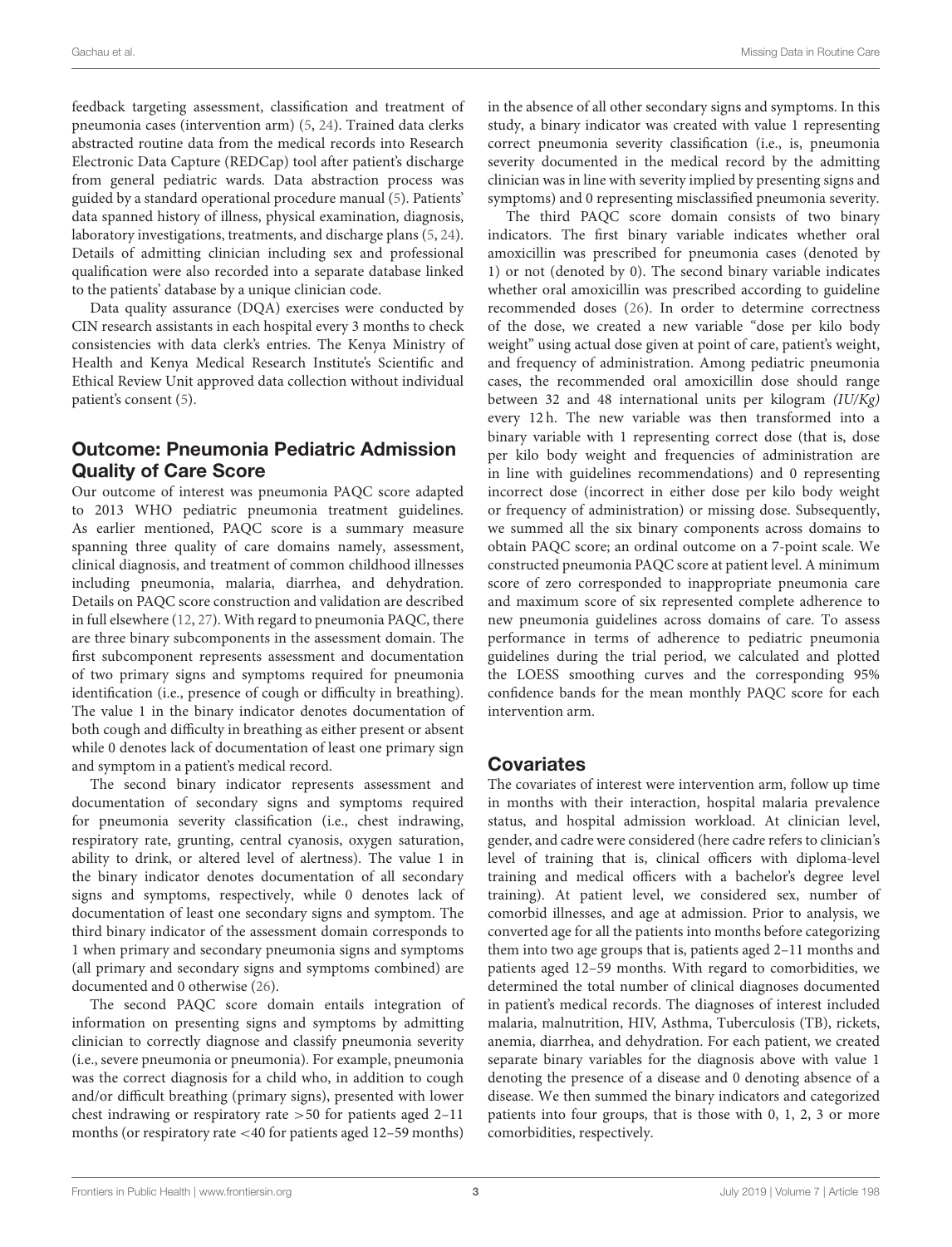feedback targeting assessment, classification and treatment of pneumonia cases (intervention arm) (5, 24). Trained data clerks abstracted routine data from the medical records into Research Electronic Data Capture (REDCap) tool after patient's discharge from general pediatric wards. Data abstraction process was guided by a standard operational procedure manual (5). Patients' data spanned history of illness, physical examination, diagnosis, laboratory investigations, treatments, and discharge plans (5, 24). Details of admitting clinician including sex and professional qualification were also recorded into a separate database linked to the patients' database by a unique clinician code.

Data quality assurance (DQA) exercises were conducted by CIN research assistants in each hospital every 3 months to check consistencies with data clerk's entries. The Kenya Ministry of Health and Kenya Medical Research Institute's Scientific and Ethical Review Unit approved data collection without individual patient's consent (5).

## Outcome: Pneumonia Pediatric Admission Quality of Care Score

Our outcome of interest was pneumonia PAQC score adapted to 2013 WHO pediatric pneumonia treatment guidelines. As earlier mentioned, PAQC score is a summary measure spanning three quality of care domains namely, assessment, clinical diagnosis, and treatment of common childhood illnesses including pneumonia, malaria, diarrhea, and dehydration. Details on PAQC score construction and validation are described in full elsewhere (12, 27). With regard to pneumonia PAQC, there are three binary subcomponents in the assessment domain. The first subcomponent represents assessment and documentation of two primary signs and symptoms required for pneumonia identification (i.e., presence of cough or difficulty in breathing). The value 1 in the binary indicator denotes documentation of both cough and difficulty in breathing as either present or absent while 0 denotes lack of documentation of least one primary sign and symptom in a patient's medical record.

The second binary indicator represents assessment and documentation of secondary signs and symptoms required for pneumonia severity classification (i.e., chest indrawing, respiratory rate, grunting, central cyanosis, oxygen saturation, ability to drink, or altered level of alertness). The value 1 in the binary indicator denotes documentation of all secondary signs and symptoms, respectively, while 0 denotes lack of documentation of least one secondary signs and symptom. The third binary indicator of the assessment domain corresponds to 1 when primary and secondary pneumonia signs and symptoms (all primary and secondary signs and symptoms combined) are documented and 0 otherwise (26).

The second PAQC score domain entails integration of information on presenting signs and symptoms by admitting clinician to correctly diagnose and classify pneumonia severity (i.e., severe pneumonia or pneumonia). For example, pneumonia was the correct diagnosis for a child who, in addition to cough and/or difficult breathing (primary signs), presented with lower chest indrawing or respiratory rate >50 for patients aged 2–11 months (or respiratory rate <40 for patients aged 12–59 months) in the absence of all other secondary signs and symptoms. In this study, a binary indicator was created with value 1 representing correct pneumonia severity classification (i.e., is, pneumonia severity documented in the medical record by the admitting clinician was in line with severity implied by presenting signs and symptoms) and 0 representing misclassified pneumonia severity.

The third PAQC score domain consists of two binary indicators. The first binary variable indicates whether oral amoxicillin was prescribed for pneumonia cases (denoted by 1) or not (denoted by 0). The second binary variable indicates whether oral amoxicillin was prescribed according to guideline recommended doses (26). In order to determine correctness of the dose, we created a new variable "dose per kilo body weight" using actual dose given at point of care, patient's weight, and frequency of administration. Among pediatric pneumonia cases, the recommended oral amoxicillin dose should range between 32 and 48 international units per kilogram *(IU/Kg)* every 12 h. The new variable was then transformed into a binary variable with 1 representing correct dose (that is, dose per kilo body weight and frequencies of administration are in line with guidelines recommendations) and 0 representing incorrect dose (incorrect in either dose per kilo body weight or frequency of administration) or missing dose. Subsequently, we summed all the six binary components across domains to obtain PAQC score; an ordinal outcome on a 7-point scale. We constructed pneumonia PAQC score at patient level. A minimum score of zero corresponded to inappropriate pneumonia care and maximum score of six represented complete adherence to new pneumonia guidelines across domains of care. To assess performance in terms of adherence to pediatric pneumonia guidelines during the trial period, we calculated and plotted the LOESS smoothing curves and the corresponding 95% confidence bands for the mean monthly PAQC score for each intervention arm.

## Covariates

The covariates of interest were intervention arm, follow up time in months with their interaction, hospital malaria prevalence status, and hospital admission workload. At clinician level, gender, and cadre were considered (here cadre refers to clinician's level of training that is, clinical officers with diploma-level training and medical officers with a bachelor's degree level training). At patient level, we considered sex, number of comorbid illnesses, and age at admission. Prior to analysis, we converted age for all the patients into months before categorizing them into two age groups that is, patients aged 2–11 months and patients aged 12–59 months. With regard to comorbidities, we determined the total number of clinical diagnoses documented in patient's medical records. The diagnoses of interest included malaria, malnutrition, HIV, Asthma, Tuberculosis (TB), rickets, anemia, diarrhea, and dehydration. For each patient, we created separate binary variables for the diagnosis above with value 1 denoting the presence of a disease and 0 denoting absence of a disease. We then summed the binary indicators and categorized patients into four groups, that is those with 0, 1, 2, 3 or more comorbidities, respectively.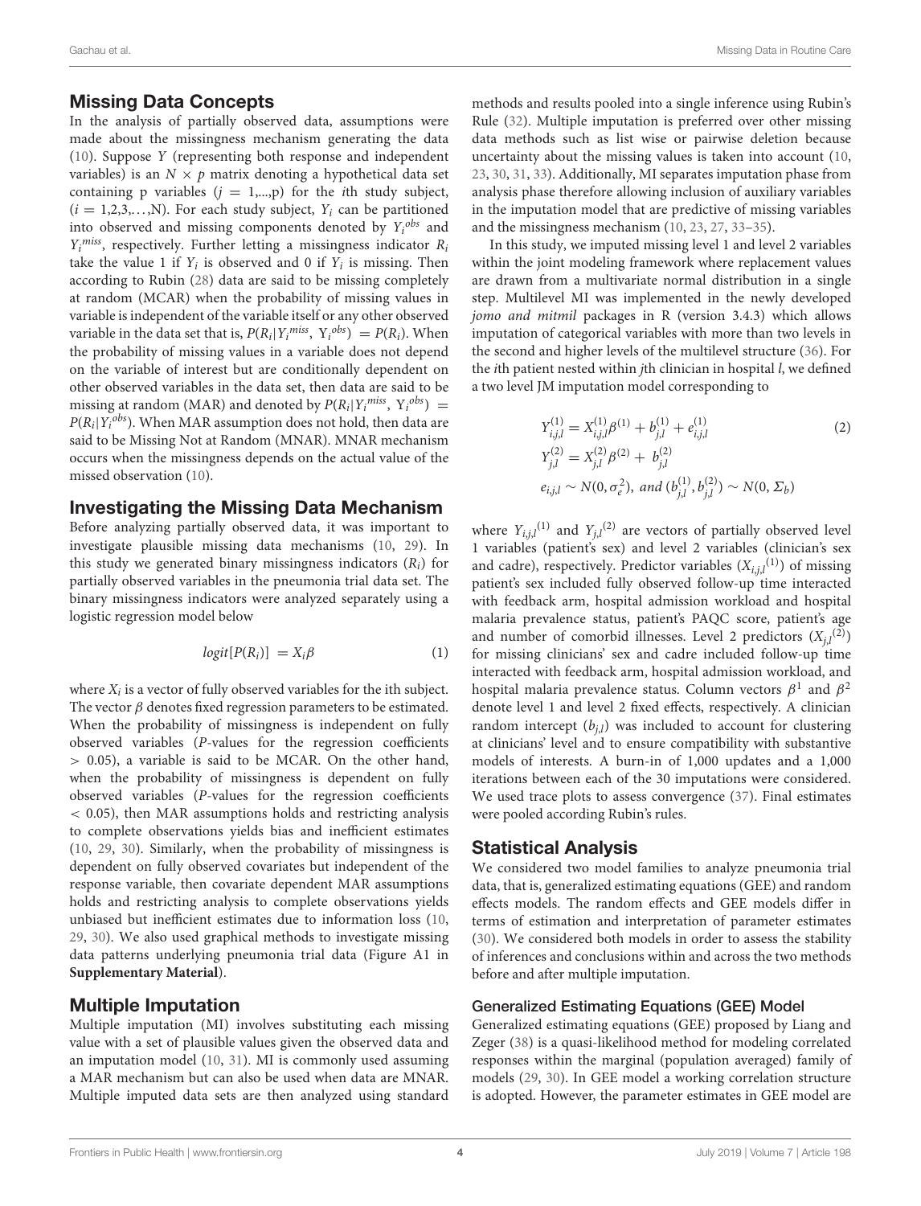## Missing Data Concepts

In the analysis of partially observed data, assumptions were made about the missingness mechanism generating the data (10). Suppose $Y$ (representing both response and independent variables) is an $N \times p$ matrix denoting a hypothetical data set containing p variables ($j = 1,...,p$) for the $i$th study subject, ($i = 1,2,3,\ldots,N$). For each study subject, $Y_i$ can be partitioned into observed and missing components denoted by $Y_i^{obs}$ and $Y_i^{miss}$, respectively. Further letting a missingness indicator $R_i$ take the value 1 if $Y_i$ is observed and 0 if $Y_i$ is missing. Then according to Rubin (28) data are said to be missing completely at random (MCAR) when the probability of missing values in variable is independent of the variable itself or any other observed variable in the data set that is, $P(R_i|Y_i^{miss}, Y_i^{obs}) = P(R_i)$. When the probability of missing values in a variable does not depend on the variable of interest but are conditionally dependent on other observed variables in the data set, then data are said to be missing at random (MAR) and denoted by $P(R_i|Y_i^{miss}, Y_i^{obs}) = P(R_i|Y_i^{obs})$. When MAR assumption does not hold, then data are said to be Missing Not at Random (MNAR). MNAR mechanism occurs when the missingness depends on the actual value of the missed observation (10).

## Investigating the Missing Data Mechanism

Before analyzing partially observed data, it was important to investigate plausible missing data mechanisms (10, 29). In this study we generated binary missingness indicators ($R_i$) for partially observed variables in the pneumonia trial data set. The binary missingness indicators were analyzed separately using a logistic regression model below

$$logit[P(R_i)] = X_i\beta \tag{1}$$

where $X_i$ is a vector of fully observed variables for the ith subject. The vector $\beta$ denotes fixed regression parameters to be estimated. When the probability of missingness is independent on fully observed variables ($P$-values for the regression coefficients $> 0.05$), a variable is said to be MCAR. On the other hand, when the probability of missingness is dependent on fully observed variables ($P$-values for the regression coefficients $< 0.05$), then MAR assumptions holds and restricting analysis to complete observations yields bias and inefficient estimates (10, 29, 30). Similarly, when the probability of missingness is dependent on fully observed covariates but independent of the response variable, then covariate dependent MAR assumptions holds and restricting analysis to complete observations yields unbiased but inefficient estimates due to information loss (10, 29, 30). We also used graphical methods to investigate missing data patterns underlying pneumonia trial data (Figure A1 in **Supplementary Material**).

## Multiple Imputation

Multiple imputation (MI) involves substituting each missing value with a set of plausible values given the observed data and an imputation model (10, 31). MI is commonly used assuming a MAR mechanism but can also be used when data are MNAR. Multiple imputed data sets are then analyzed using standard methods and results pooled into a single inference using Rubin's Rule (32). Multiple imputation is preferred over other missing data methods such as list wise or pairwise deletion because uncertainty about the missing values is taken into account (10, 23, 30, 31, 33). Additionally, MI separates imputation phase from analysis phase therefore allowing inclusion of auxiliary variables in the imputation model that are predictive of missing variables and the missingness mechanism (10, 23, 27, 33–35).

In this study, we imputed missing level 1 and level 2 variables within the joint modeling framework where replacement values are drawn from a multivariate normal distribution in a single step. Multilevel MI was implemented in the newly developed *jomo and mitmil* packages in R (version 3.4.3) which allows imputation of categorical variables with more than two levels in the second and higher levels of the multilevel structure (36). For the $i$th patient nested within $j$th clinician in hospital $l$, we defined a two level JM imputation model corresponding to

$$\begin{aligned} Y_{i,j,l}^{(1)} &= X_{i,j,l}^{(1)}\beta^{(1)} + b_{j,l}^{(1)} + e_{i,j,l}^{(1)} \\ Y_{j,l}^{(2)} &= X_{j,l}^{(2)}\beta^{(2)} + b_{j,l}^{(2)} \\ e_{i,j,l} &\sim N(0, \sigma_e^2),\ and\ (b_{j,l}^{(1)}, b_{j,l}^{(2)}) \sim N(0, \Sigma_b) \end{aligned} \tag{2}$$

where ${Y_{i,j,l}}^{(1)}$ and ${Y_{j,l}}^{(2)}$ are vectors of partially observed level 1 variables (patient's sex) and level 2 variables (clinician's sex and cadre), respectively. Predictor variables (${X_{i,j,l}}^{(1)}$) of missing patient's sex included fully observed follow-up time interacted with feedback arm, hospital admission workload and hospital malaria prevalence status, patient's PAQC score, patient's age and number of comorbid illnesses. Level 2 predictors (${X_{j,l}}^{(2)}$) for missing clinicians' sex and cadre included follow-up time interacted with feedback arm, hospital admission workload, and hospital malaria prevalence status. Column vectors $\beta^1$ and $\beta^2$ denote level 1 and level 2 fixed effects, respectively. A clinician random intercept ($b_{j,l}$) was included to account for clustering at clinicians' level and to ensure compatibility with substantive models of interests. A burn-in of 1,000 updates and a 1,000 iterations between each of the 30 imputations were considered. We used trace plots to assess convergence (37). Final estimates were pooled according Rubin's rules.

## Statistical Analysis

We considered two model families to analyze pneumonia trial data, that is, generalized estimating equations (GEE) and random effects models. The random effects and GEE models differ in terms of estimation and interpretation of parameter estimates (30). We considered both models in order to assess the stability of inferences and conclusions within and across the two methods before and after multiple imputation.

### Generalized Estimating Equations (GEE) Model

Generalized estimating equations (GEE) proposed by Liang and Zeger (38) is a quasi-likelihood method for modeling correlated responses within the marginal (population averaged) family of models (29, 30). In GEE model a working correlation structure is adopted. However, the parameter estimates in GEE model are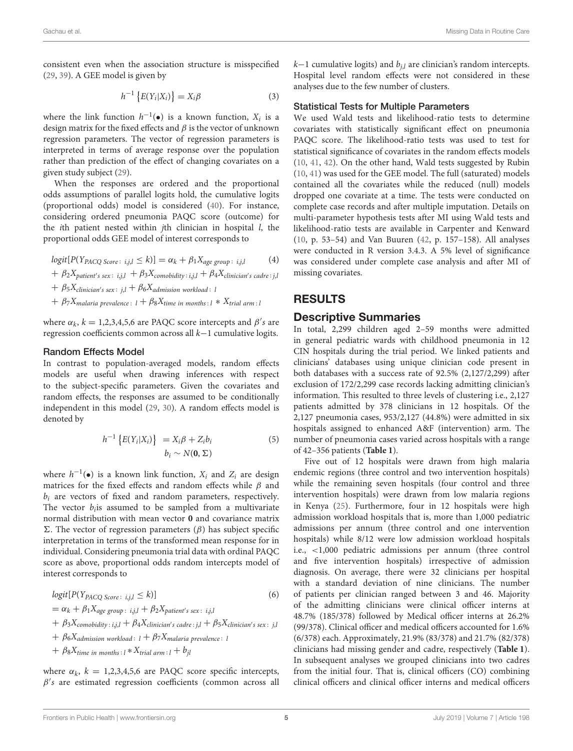consistent even when the association structure is misspecified (29, 39). A GEE model is given by

$$h^{-1}\left\{E(Y_i|X_i)\right\} = X_i\beta \tag{3}$$

where the link function $h^{-1}(\bullet)$ is a known function, $X_i$ is a design matrix for the fixed effects and $\beta$ is the vector of unknown regression parameters. The vector of regression parameters is interpreted in terms of average response over the population rather than prediction of the effect of changing covariates on a given study subject (29).

When the responses are ordered and the proportional odds assumptions of parallel logits hold, the cumulative logits (proportional odds) model is considered (40). For instance, considering ordered pneumonia PAQC score (outcome) for the $i$th patient nested within $j$th clinician in hospital $l$, the proportional odds GEE model of interest corresponds to

$$\begin{aligned} logit[P(Y_{PACQ\ Score:\ i,j,l} \leq k)] &= \alpha_k + \beta_1 X_{age\ group:\ i,j,l} \\ &+ \beta_2 X_{patient's\ sex:\ i,j,l} + \beta_3 X_{comobidity:i,j,l} + \beta_4 X_{clinician's\ cadre:j,l} \\ &+ \beta_5 X_{clinician's\ sex:\ j,l} + \beta_6 X_{admission\ workload:\ l} \\ &+ \beta_7 X_{malaria\ prevalence:\ l} + \beta_8 X_{time\ in\ months:l} * X_{trial\ arm:l} \end{aligned} \tag{4}$$

where $\alpha_k$, $k$ = 1,2,3,4,5,6 are PAQC score intercepts and $\beta's$ are regression coefficients common across all $k-1$ cumulative logits.

### Random Effects Model

In contrast to population-averaged models, random effects models are useful when drawing inferences with respect to the subject-specific parameters. Given the covariates and random effects, the responses are assumed to be conditionally independent in this model (29, 30). A random effects model is denoted by

$$\begin{aligned} h^{-1}\left\{E(Y_i|X_i)\right\} &= X_i\beta + Z_i b_i \\ b_i &\sim N(\mathbf{0}, \Sigma) \end{aligned} \tag{5}$$

where $h^{-1}(\bullet)$ is a known link function, $X_i$ and $Z_i$ are design matrices for the fixed effects and random effects while $\beta$ and $b_i$ are vectors of fixed and random parameters, respectively. The vector $b_i$is assumed to be sampled from a multivariate normal distribution with mean vector **0** and covariance matrix $\Sigma$. The vector of regression parameters ($\beta$) has subject specific interpretation in terms of the transformed mean response for in individual. Considering pneumonia trial data with ordinal PAQC score as above, proportional odds random intercepts model of interest corresponds to

$$\begin{aligned} &logit[P(Y_{PACQ\ Score:\ i,j,l} \leq k)] \\ &= \alpha_k + \beta_1 X_{age\ group:\ i,j,l} + \beta_2 X_{patient's\ sex:\ i,j,l} \\ &+ \beta_3 X_{comobidity:i,j,l} + \beta_4 X_{clinician's\ cadre:j,l} + \beta_5 X_{clinician's\ sex:\ j,l} \\ &+ \beta_6 X_{admission\ workload:\ l} + \beta_7 X_{malaria\ prevalence:\ l} \\ &+ \beta_8 X_{time\ in\ months:l} * X_{trial\ arm:l} + b_{jl} \end{aligned} \tag{6}$$

where $\alpha_k$, $k$ = 1,2,3,4,5,6 are PAQC score specific intercepts, $\beta's$ are estimated regression coefficients (common across all $k-1$ cumulative logits) and $b_{j,l}$ are clinician's random intercepts. Hospital level random effects were not considered in these analyses due to the few number of clusters.

### Statistical Tests for Multiple Parameters

We used Wald tests and likelihood-ratio tests to determine covariates with statistically significant effect on pneumonia PAQC score. The likelihood-ratio tests was used to test for statistical significance of covariates in the random effects models (10, 41, 42). On the other hand, Wald tests suggested by Rubin (10, 41) was used for the GEE model. The full (saturated) models contained all the covariates while the reduced (null) models dropped one covariate at a time. The tests were conducted on complete case records and after multiple imputation. Details on multi-parameter hypothesis tests after MI using Wald tests and likelihood-ratio tests are available in Carpenter and Kenward (10, p. 53–54) and Van Buuren (42, p. 157–158). All analyses were conducted in R version 3.4.3. A 5% level of significance was considered under complete case analysis and after MI of missing covariates.

## RESULTS

### Descriptive Summaries

In total, 2,299 children aged 2–59 months were admitted in general pediatric wards with childhood pneumonia in 12 CIN hospitals during the trial period. We linked patients and clinicians' databases using unique clinician code present in both databases with a success rate of 92.5% (2,127/2,299) after exclusion of 172/2,299 case records lacking admitting clinician's information. This resulted to three levels of clustering i.e., 2,127 patients admitted by 378 clinicians in 12 hospitals. Of the 2,127 pneumonia cases, 953/2,127 (44.8%) were admitted in six hospitals assigned to enhanced A&F (intervention) arm. The number of pneumonia cases varied across hospitals with a range of 42–356 patients (**Table 1**).

Five out of 12 hospitals were drawn from high malaria endemic regions (three control and two intervention hospitals) while the remaining seven hospitals (four control and three intervention hospitals) were drawn from low malaria regions in Kenya (25). Furthermore, four in 12 hospitals were high admission workload hospitals that is, more than 1,000 pediatric admissions per annum (three control and one intervention hospitals) while 8/12 were low admission workload hospitals i.e., <1,000 pediatric admissions per annum (three control and five intervention hospitals) irrespective of admission diagnosis. On average, there were 32 clinicians per hospital with a standard deviation of nine clinicians. The number of patients per clinician ranged between 3 and 46. Majority of the admitting clinicians were clinical officer interns at 48.7% (185/378) followed by Medical officer interns at 26.2% (99/378). Clinical officer and medical officers accounted for 1.6% (6/378) each. Approximately, 21.9% (83/378) and 21.7% (82/378) clinicians had missing gender and cadre, respectively (**Table 1**). In subsequent analyses we grouped clinicians into two cadres from the initial four. That is, clinical officers (CO) combining clinical officers and clinical officer interns and medical officers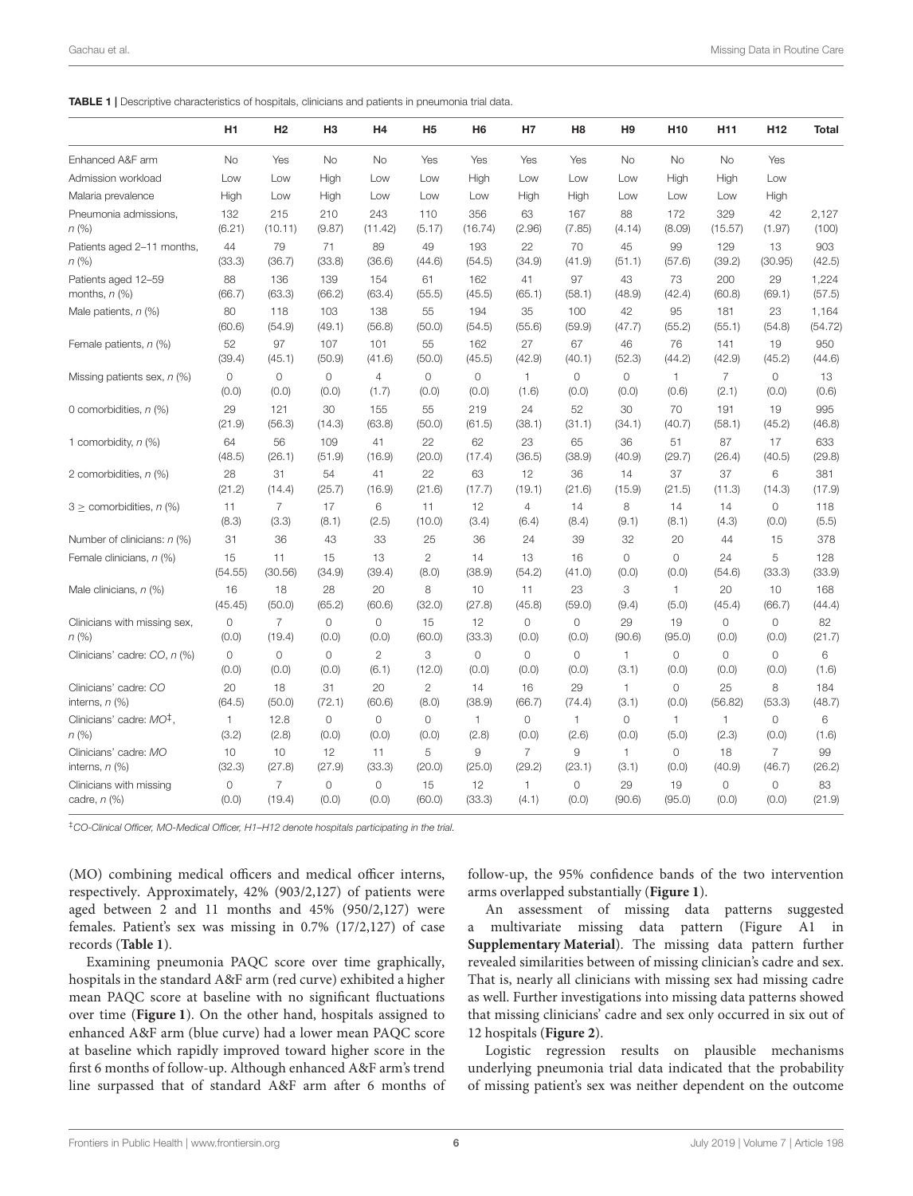**TABLE 1 |** Descriptive characteristics of hospitals, clinicians and patients in pneumonia trial data.

| | H1 | H2 | H3 | H4 | H5 | H6 | H7 | H8 | H9 | H10 | H11 | H12 | Total |
|---|---|---|---|---|---|---|---|---|---|---|---|---|---|
| Enhanced A&F arm | No | Yes | No | No | Yes | Yes | Yes | Yes | No | No | No | Yes | |
| Admission workload | Low | Low | High | Low | Low | High | Low | Low | Low | High | High | Low | |
| Malaria prevalence | High | Low | High | Low | Low | Low | High | High | Low | Low | Low | High | |
| Pneumonia admissions, *n* (%) | 132 (6.21) | 215 (10.11) | 210 (9.87) | 243 (11.42) | 110 (5.17) | 356 (16.74) | 63 (2.96) | 167 (7.85) | 88 (4.14) | 172 (8.09) | 329 (15.57) | 42 (1.97) | 2,127 (100) |
| Patients aged 2–11 months, *n* (%) | 44 (33.3) | 79 (36.7) | 71 (33.8) | 89 (36.6) | 49 (44.6) | 193 (54.5) | 22 (34.9) | 70 (41.9) | 45 (51.1) | 99 (57.6) | 129 (39.2) | 13 (30.95) | 903 (42.5) |
| Patients aged 12–59 months, *n* (%) | 88 (66.7) | 136 (63.3) | 139 (66.2) | 154 (63.4) | 61 (55.5) | 162 (45.5) | 41 (65.1) | 97 (58.1) | 43 (48.9) | 73 (42.4) | 200 (60.8) | 29 (69.1) | 1,224 (57.5) |
| Male patients, *n* (%) | 80 (60.6) | 118 (54.9) | 103 (49.1) | 138 (56.8) | 55 (50.0) | 194 (54.5) | 35 (55.6) | 100 (59.9) | 42 (47.7) | 95 (55.2) | 181 (55.1) | 23 (54.8) | 1,164 (54.72) |
| Female patients, *n* (%) | 52 (39.4) | 97 (45.1) | 107 (50.9) | 101 (41.6) | 55 (50.0) | 162 (45.5) | 27 (42.9) | 67 (40.1) | 46 (52.3) | 76 (44.2) | 141 (42.9) | 19 (45.2) | 950 (44.6) |
| Missing patients sex, *n* (%) | 0 (0.0) | 0 (0.0) | 0 (0.0) | 4 (1.7) | 0 (0.0) | 0 (0.0) | 1 (1.6) | 0 (0.0) | 0 (0.0) | 1 (0.6) | 7 (2.1) | 0 (0.0) | 13 (0.6) |
| 0 comorbidities, *n* (%) | 29 (21.9) | 121 (56.3) | 30 (14.3) | 155 (63.8) | 55 (50.0) | 219 (61.5) | 24 (38.1) | 52 (31.1) | 30 (34.1) | 70 (40.7) | 191 (58.1) | 19 (45.2) | 995 (46.8) |
| 1 comorbidity, *n* (%) | 64 (48.5) | 56 (26.1) | 109 (51.9) | 41 (16.9) | 22 (20.0) | 62 (17.4) | 23 (36.5) | 65 (38.9) | 36 (40.9) | 51 (29.7) | 87 (26.4) | 17 (40.5) | 633 (29.8) |
| 2 comorbidities, *n* (%) | 28 (21.2) | 31 (14.4) | 54 (25.7) | 41 (16.9) | 22 (21.6) | 63 (17.7) | 12 (19.1) | 36 (21.6) | 14 (15.9) | 37 (21.5) | 37 (11.3) | 6 (14.3) | 381 (17.9) |
| 3 ≥ comorbidities, *n* (%) | 11 (8.3) | 7 (3.3) | 17 (8.1) | 6 (2.5) | 11 (10.0) | 12 (3.4) | 4 (6.4) | 14 (8.4) | 8 (9.1) | 14 (8.1) | 14 (4.3) | 0 (0.0) | 118 (5.5) |
| Number of clinicians: *n* (%) | 31 | 36 | 43 | 33 | 25 | 36 | 24 | 39 | 32 | 20 | 44 | 15 | 378 |
| Female clinicians, *n* (%) | 15 (54.55) | 11 (30.56) | 15 (34.9) | 13 (39.4) | 2 (8.0) | 14 (38.9) | 13 (54.2) | 16 (41.0) | 0 (0.0) | 0 (0.0) | 24 (54.6) | 5 (33.3) | 128 (33.9) |
| Male clinicians, *n* (%) | 16 (45.45) | 18 (50.0) | 28 (65.2) | 20 (60.6) | 8 (32.0) | 10 (27.8) | 11 (45.8) | 23 (59.0) | 3 (9.4) | 1 (5.0) | 20 (45.4) | 10 (66.7) | 168 (44.4) |
| Clinicians with missing sex, *n* (%) | 0 (0.0) | 7 (19.4) | 0 (0.0) | 0 (0.0) | 15 (60.0) | 12 (33.3) | 0 (0.0) | 0 (0.0) | 29 (90.6) | 19 (95.0) | 0 (0.0) | 0 (0.0) | 82 (21.7) |
| Clinicians' cadre: *CO*, *n* (%) | 0 (0.0) | 0 (0.0) | 0 (0.0) | 2 (6.1) | 3 (12.0) | 0 (0.0) | 0 (0.0) | 0 (0.0) | 1 (3.1) | 0 (0.0) | 0 (0.0) | 0 (0.0) | 6 (1.6) |
| Clinicians' cadre: *CO* interns, *n* (%) | 20 (64.5) | 18 (50.0) | 31 (72.1) | 20 (60.6) | 2 (8.0) | 14 (38.9) | 16 (66.7) | 29 (74.4) | 1 (3.1) | 0 (0.0) | 25 (56.82) | 8 (53.3) | 184 (48.7) |
| Clinicians' cadre: *MO*[‡], *n* (%) | 1 (3.2) | 12.8 (2.8) | 0 (0.0) | 0 (0.0) | 0 (0.0) | 1 (2.8) | 0 (0.0) | 1 (2.6) | 0 (0.0) | 1 (5.0) | 1 (2.3) | 0 (0.0) | 6 (1.6) |
| Clinicians' cadre: *MO* interns, *n* (%) | 10 (32.3) | 10 (27.8) | 12 (27.9) | 11 (33.3) | 5 (20.0) | 9 (25.0) | 7 (29.2) | 9 (23.1) | 1 (3.1) | 0 (0.0) | 18 (40.9) | 7 (46.7) | 99 (26.2) |
| Clinicians with missing cadre, *n* (%) | 0 (0.0) | 7 (19.4) | 0 (0.0) | 0 (0.0) | 15 (60.0) | 12 (33.3) | 1 (4.1) | 0 (0.0) | 29 (90.6) | 19 (95.0) | 0 (0.0) | 0 (0.0) | 83 (21.9) |

[‡]*CO-Clinical Officer, MO-Medical Officer, H1–H12 denote hospitals participating in the trial.*

(MO) combining medical officers and medical officer interns, respectively. Approximately, 42% (903/2,127) of patients were aged between 2 and 11 months and 45% (950/2,127) were females. Patient's sex was missing in 0.7% (17/2,127) of case records (**Table 1**).

Examining pneumonia PAQC score over time graphically, hospitals in the standard A&F arm (red curve) exhibited a higher mean PAQC score at baseline with no significant fluctuations over time (**Figure 1**). On the other hand, hospitals assigned to enhanced A&F arm (blue curve) had a lower mean PAQC score at baseline which rapidly improved toward higher score in the first 6 months of follow-up. Although enhanced A&F arm's trend line surpassed that of standard A&F arm after 6 months of follow-up, the 95% confidence bands of the two intervention arms overlapped substantially (**Figure 1**).

An assessment of missing data patterns suggested a multivariate missing data pattern (Figure A1 in **Supplementary Material**). The missing data pattern further revealed similarities between of missing clinician's cadre and sex. That is, nearly all clinicians with missing sex had missing cadre as well. Further investigations into missing data patterns showed that missing clinicians' cadre and sex only occurred in six out of 12 hospitals (**Figure 2**).

Logistic regression results on plausible mechanisms underlying pneumonia trial data indicated that the probability of missing patient's sex was neither dependent on the outcome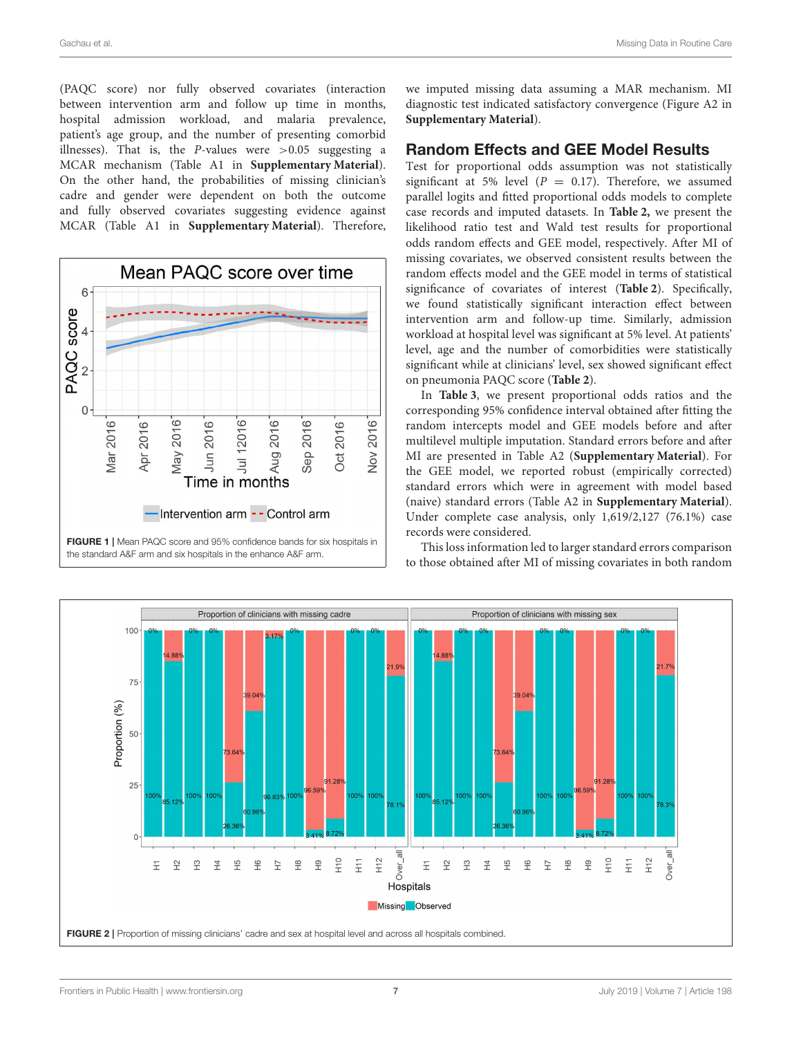(PAQC score) nor fully observed covariates (interaction between intervention arm and follow up time in months, hospital admission workload, and malaria prevalence, patient's age group, and the number of presenting comorbid illnesses). That is, the *P*-values were >0.05 suggesting a MCAR mechanism (Table A1 in **Supplementary Material**). On the other hand, the probabilities of missing clinician's cadre and gender were dependent on both the outcome and fully observed covariates suggesting evidence against MCAR (Table A1 in **Supplementary Material**). Therefore, we imputed missing data assuming a MAR mechanism. MI diagnostic test indicated satisfactory convergence (Figure A2 in **Supplementary Material**).

**FIGURE 1** | Mean PAQC score and 95% confidence bands for six hospitals in the standard A&F arm and six hospitals in the enhance A&F arm.

## Random Effects and GEE Model Results

Test for proportional odds assumption was not statistically significant at 5% level ($P = 0.17$). Therefore, we assumed parallel logits and fitted proportional odds models to complete case records and imputed datasets. In **Table 2,** we present the likelihood ratio test and Wald test results for proportional odds random effects and GEE model, respectively. After MI of missing covariates, we observed consistent results between the random effects model and the GEE model in terms of statistical significance of covariates of interest (**Table 2**). Specifically, we found statistically significant interaction effect between intervention arm and follow-up time. Similarly, admission workload at hospital level was significant at 5% level. At patients' level, age and the number of comorbidities were statistically significant while at clinicians' level, sex showed significant effect on pneumonia PAQC score (**Table 2**).

In **Table 3**, we present proportional odds ratios and the corresponding 95% confidence interval obtained after fitting the random intercepts model and GEE models before and after multilevel multiple imputation. Standard errors before and after MI are presented in Table A2 (**Supplementary Material**). For the GEE model, we reported robust (empirically corrected) standard errors which were in agreement with model based (naive) standard errors (Table A2 in **Supplementary Material**). Under complete case analysis, only 1,619/2,127 (76.1%) case records were considered.

This loss information led to larger standard errors comparison to those obtained after MI of missing covariates in both random

**FIGURE 2** | Proportion of missing clinicians' cadre and sex at hospital level and across all hospitals combined.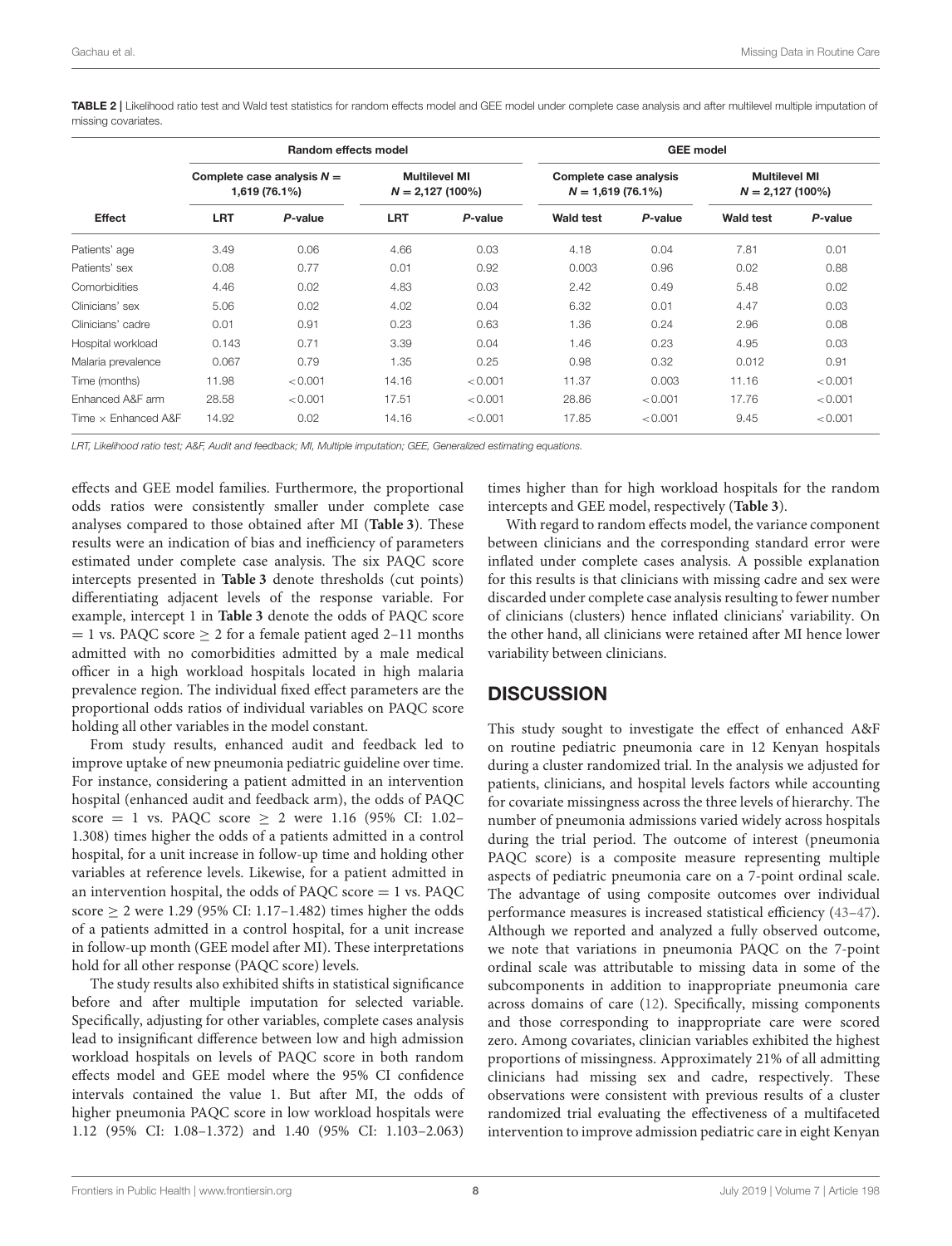**TABLE 2 |** Likelihood ratio test and Wald test statistics for random effects model and GEE model under complete case analysis and after multilevel multiple imputation of missing covariates.

| | Random effects model | | | | GEE model | | | |
|---|---|---|---|---|---|---|---|---|
| | Complete case analysis $N$ = 1,619 (76.1%) | | Multilevel MI $N$ = 2,127 (100%) | | Complete case analysis $N$ = 1,619 (76.1%) | | Multilevel MI $N$ = 2,127 (100%) | |
| **Effect** | **LRT** | ***P*-value** | **LRT** | ***P*-value** | **Wald test** | ***P*-value** | **Wald test** | ***P*-value** |
| Patients' age | 3.49 | 0.06 | 4.66 | 0.03 | 4.18 | 0.04 | 7.81 | 0.01 |
| Patients' sex | 0.08 | 0.77 | 0.01 | 0.92 | 0.003 | 0.96 | 0.02 | 0.88 |
| Comorbidities | 4.46 | 0.02 | 4.83 | 0.03 | 2.42 | 0.49 | 5.48 | 0.02 |
| Clinicians' sex | 5.06 | 0.02 | 4.02 | 0.04 | 6.32 | 0.01 | 4.47 | 0.03 |
| Clinicians' cadre | 0.01 | 0.91 | 0.23 | 0.63 | 1.36 | 0.24 | 2.96 | 0.08 |
| Hospital workload | 0.143 | 0.71 | 3.39 | 0.04 | 1.46 | 0.23 | 4.95 | 0.03 |
| Malaria prevalence | 0.067 | 0.79 | 1.35 | 0.25 | 0.98 | 0.32 | 0.012 | 0.91 |
| Time (months) | 11.98 | <0.001 | 14.16 | <0.001 | 11.37 | 0.003 | 11.16 | <0.001 |
| Enhanced A&F arm | 28.58 | <0.001 | 17.51 | <0.001 | 28.86 | <0.001 | 17.76 | <0.001 |
| Time × Enhanced A&F | 14.92 | 0.02 | 14.16 | <0.001 | 17.85 | <0.001 | 9.45 | <0.001 |

*LRT, Likelihood ratio test; A&F, Audit and feedback; MI, Multiple imputation; GEE, Generalized estimating equations.*

effects and GEE model families. Furthermore, the proportional odds ratios were consistently smaller under complete case analyses compared to those obtained after MI (**Table 3**). These results were an indication of bias and inefficiency of parameters estimated under complete case analysis. The six PAQC score intercepts presented in **Table 3** denote thresholds (cut points) differentiating adjacent levels of the response variable. For example, intercept 1 in **Table 3** denote the odds of PAQC score = 1 vs. PAQC score ≥ 2 for a female patient aged 2–11 months admitted with no comorbidities admitted by a male medical officer in a high workload hospitals located in high malaria prevalence region. The individual fixed effect parameters are the proportional odds ratios of individual variables on PAQC score holding all other variables in the model constant.

From study results, enhanced audit and feedback led to improve uptake of new pneumonia pediatric guideline over time. For instance, considering a patient admitted in an intervention hospital (enhanced audit and feedback arm), the odds of PAQC score = 1 vs. PAQC score ≥ 2 were 1.16 (95% CI: 1.02–1.308) times higher the odds of a patients admitted in a control hospital, for a unit increase in follow-up time and holding other variables at reference levels. Likewise, for a patient admitted in an intervention hospital, the odds of PAQC score = 1 vs. PAQC score ≥ 2 were 1.29 (95% CI: 1.17–1.482) times higher the odds of a patients admitted in a control hospital, for a unit increase in follow-up month (GEE model after MI). These interpretations hold for all other response (PAQC score) levels.

The study results also exhibited shifts in statistical significance before and after multiple imputation for selected variable. Specifically, adjusting for other variables, complete cases analysis lead to insignificant difference between low and high admission workload hospitals on levels of PAQC score in both random effects model and GEE model where the 95% CI confidence intervals contained the value 1. But after MI, the odds of higher pneumonia PAQC score in low workload hospitals were 1.12 (95% CI: 1.08–1.372) and 1.40 (95% CI: 1.103–2.063) times higher than for high workload hospitals for the random intercepts and GEE model, respectively (**Table 3**).

With regard to random effects model, the variance component between clinicians and the corresponding standard error were inflated under complete cases analysis. A possible explanation for this results is that clinicians with missing cadre and sex were discarded under complete case analysis resulting to fewer number of clinicians (clusters) hence inflated clinicians' variability. On the other hand, all clinicians were retained after MI hence lower variability between clinicians.

## DISCUSSION

This study sought to investigate the effect of enhanced A&F on routine pediatric pneumonia care in 12 Kenyan hospitals during a cluster randomized trial. In the analysis we adjusted for patients, clinicians, and hospital levels factors while accounting for covariate missingness across the three levels of hierarchy. The number of pneumonia admissions varied widely across hospitals during the trial period. The outcome of interest (pneumonia PAQC score) is a composite measure representing multiple aspects of pediatric pneumonia care on a 7-point ordinal scale. The advantage of using composite outcomes over individual performance measures is increased statistical efficiency (43–47). Although we reported and analyzed a fully observed outcome, we note that variations in pneumonia PAQC on the 7-point ordinal scale was attributable to missing data in some of the subcomponents in addition to inappropriate pneumonia care across domains of care (12). Specifically, missing components and those corresponding to inappropriate care were scored zero. Among covariates, clinician variables exhibited the highest proportions of missingness. Approximately 21% of all admitting clinicians had missing sex and cadre, respectively. These observations were consistent with previous results of a cluster randomized trial evaluating the effectiveness of a multifaceted intervention to improve admission pediatric care in eight Kenyan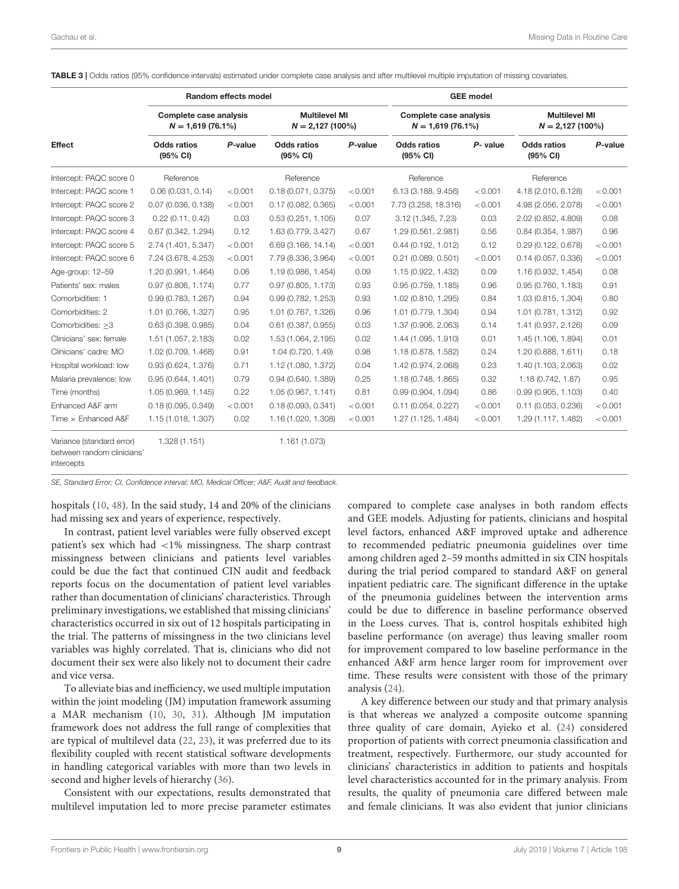**TABLE 3 |** Odds ratios (95% confidence intervals) estimated under complete case analysis and after multilevel multiple imputation of missing covariates.

| Effect | Random effects model | | | | GEE model | | | |
|---|---|---|---|---|---|---|---|---|
| | Complete case analysis $N = 1,619$ (76.1%) | | Multilevel MI $N = 2,127$ (100%) | | Complete case analysis $N = 1,619$ (76.1%) | | Multilevel MI $N = 2,127$ (100%) | |
| | Odds ratios (95% CI) | *P*-value | Odds ratios (95% CI) | *P*-value | Odds ratios (95% CI) | *P*- value | Odds ratios (95% CI) | *P*-value |
| Intercept: PAQC score 0 | Reference | | Reference | | Reference | | Reference | |
| Intercept: PAQC score 1 | 0.06 (0.031, 0.14) | <0.001 | 0.18 (0.071, 0.375) | <0.001 | 6.13 (3.188, 9.456) | <0.001 | 4.18 (2.010, 6.128) | <0.001 |
| Intercept: PAQC score 2 | 0.07 (0.036, 0.138) | <0.001 | 0.17 (0.082, 0.365) | <0.001 | 7.73 (3.258, 18.316) | <0.001 | 4.98 (2.056, 2.078) | <0.001 |
| Intercept: PAQC score 3 | 0.22 (0.11, 0.42) | 0.03 | 0.53 (0.251, 1.105) | 0.07 | 3.12 (1.345, 7.23) | 0.03 | 2.02 (0.852, 4.809) | 0.08 |
| Intercept: PAQC score 4 | 0.67 (0.342, 1.294) | 0.12 | 1.63 (0.779, 3.427) | 0.67 | 1.29 (0.561, 2.981) | 0.56 | 0.84 (0.354, 1.987) | 0.96 |
| Intercept: PAQC score 5 | 2.74 (1.401, 5.347) | <0.001 | 6.69 (3.166, 14.14) | <0.001 | 0.44 (0.192, 1.012) | 0.12 | 0.29 (0.122, 0.678) | <0.001 |
| Intercept: PAQC score 6 | 7.24 (3.678, 4.253) | <0.001 | 7.79 (8.336, 3.964) | <0.001 | 0.21 (0.089, 0.501) | <0.001 | 0.14 (0.057, 0.336) | <0.001 |
| Age-group: 12–59 | 1.20 (0.991, 1.464) | 0.06 | 1.19 (0.986, 1.454) | 0.09 | 1.15 (0.922, 1.432) | 0.09 | 1.16 (0.932, 1.454) | 0.08 |
| Patients' sex: males | 0.97 (0.806, 1.174) | 0.77 | 0.97 (0.805, 1.173) | 0.93 | 0.95 (0.759, 1.185) | 0.96 | 0.95 (0.760, 1.183) | 0.91 |
| Comorbidities: 1 | 0.99 (0.783, 1.267) | 0.94 | 0.99 (0.782, 1.253) | 0.93 | 1.02 (0.810, 1.295) | 0.84 | 1.03 (0.815, 1.304) | 0.80 |
| Comorbidities: 2 | 1.01 (0.766, 1.327) | 0.95 | 1.01 (0.767, 1.326) | 0.96 | 1.01 (0.779, 1.304) | 0.94 | 1.01 (0.781, 1.312) | 0.92 |
| Comorbidities: ≥3 | 0.63 (0.398, 0.985) | 0.04 | 0.61 (0.387, 0.955) | 0.03 | 1.37 (0.906, 2.063) | 0.14 | 1.41 (0.937, 2.126) | 0.09 |
| Clinicians' sex: female | 1.51 (1.057, 2.183) | 0.02 | 1.53 (1.064, 2.195) | 0.02 | 1.44 (1.095, 1.910) | 0.01 | 1.45 (1.106, 1.894) | 0.01 |
| Clinicians' cadre: MO | 1.02 (0.709, 1.468) | 0.91 | 1.04 (0.720, 1.49) | 0.98 | 1.18 (0.878, 1.582) | 0.24 | 1.20 (0.888, 1.611) | 0.18 |
| Hospital workload: low | 0.93 (0.624, 1.376) | 0.71 | 1.12 (1.080, 1.372) | 0.04 | 1.42 (0.974, 2.068) | 0.23 | 1.40 (1.103, 2.063) | 0.02 |
| Malaria prevalence: low | 0.95 (0.644, 1.401) | 0.79 | 0.94 (0.640, 1.389) | 0.25 | 1.18 (0.748, 1.865) | 0.32 | 1.18 (0.742, 1.87) | 0.95 |
| Time (months) | 1.05 (0.969, 1.145) | 0.22 | 1.05 (0.967, 1.141) | 0.81 | 0.99 (0.904, 1.094) | 0.86 | 0.99 (0.905, 1.103) | 0.40 |
| Enhanced A&F arm | 0.18 (0.095, 0.349) | <0.001 | 0.18 (0.093, 0.341) | <0.001 | 0.11 (0.054, 0.227) | <0.001 | 0.11 (0.053, 0.236) | <0.001 |
| Time × Enhanced A&F | 1.15 (1.018, 1.307) | 0.02 | 1.16 (1.020, 1.308) | <0.001 | 1.27 (1.125, 1.484) | <0.001 | 1.29 (1.117, 1.482) | <0.001 |
| Variance (standard error) between random clinicians' intercepts | 1.328 (1.151) | | 1.161 (1.073) | | | | | |

SE, Standard Error; CI, Confidence interval; MO, Medical Officer; A&F, Audit and feedback.

hospitals (10, 48). In the said study, 14 and 20% of the clinicians had missing sex and years of experience, respectively.

In contrast, patient level variables were fully observed except patient's sex which had <1% missingness. The sharp contrast missingness between clinicians and patients level variables could be due the fact that continued CIN audit and feedback reports focus on the documentation of patient level variables rather than documentation of clinicians' characteristics. Through preliminary investigations, we established that missing clinicians' characteristics occurred in six out of 12 hospitals participating in the trial. The patterns of missingness in the two clinicians level variables was highly correlated. That is, clinicians who did not document their sex were also likely not to document their cadre and vice versa.

To alleviate bias and inefficiency, we used multiple imputation within the joint modeling (JM) imputation framework assuming a MAR mechanism (10, 30, 31). Although JM imputation framework does not address the full range of complexities that are typical of multilevel data (22, 23), it was preferred due to its flexibility coupled with recent statistical software developments in handling categorical variables with more than two levels in second and higher levels of hierarchy (36).

Consistent with our expectations, results demonstrated that multilevel imputation led to more precise parameter estimates compared to complete case analyses in both random effects and GEE models. Adjusting for patients, clinicians and hospital level factors, enhanced A&F improved uptake and adherence to recommended pediatric pneumonia guidelines over time among children aged 2–59 months admitted in six CIN hospitals during the trial period compared to standard A&F on general inpatient pediatric care. The significant difference in the uptake of the pneumonia guidelines between the intervention arms could be due to difference in baseline performance observed in the Loess curves. That is, control hospitals exhibited high baseline performance (on average) thus leaving smaller room for improvement compared to low baseline performance in the enhanced A&F arm hence larger room for improvement over time. These results were consistent with those of the primary analysis (24).

A key difference between our study and that primary analysis is that whereas we analyzed a composite outcome spanning three quality of care domain, Ayieko et al. (24) considered proportion of patients with correct pneumonia classification and treatment, respectively. Furthermore, our study accounted for clinicians' characteristics in addition to patients and hospitals level characteristics accounted for in the primary analysis. From results, the quality of pneumonia care differed between male and female clinicians. It was also evident that junior clinicians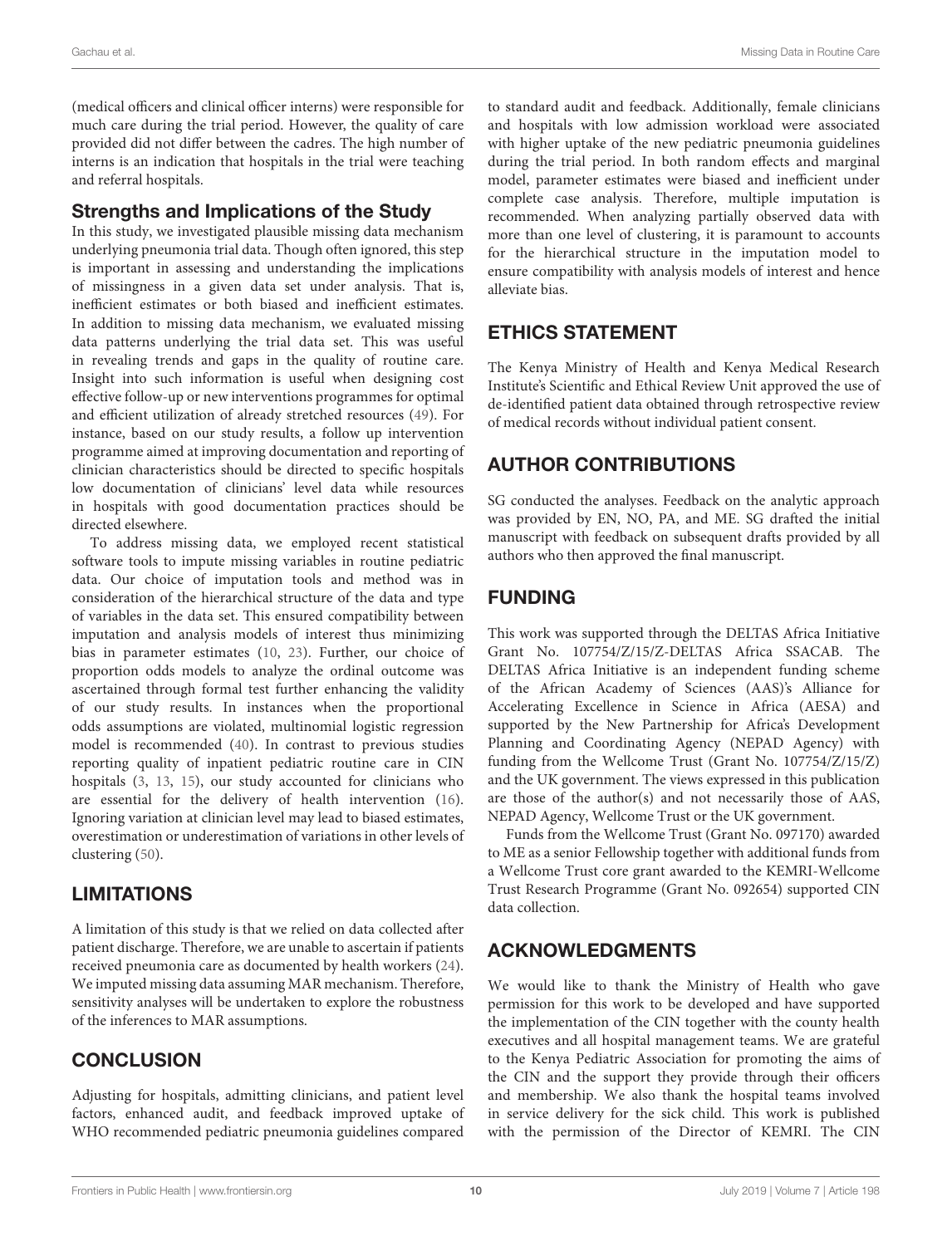(medical officers and clinical officer interns) were responsible for much care during the trial period. However, the quality of care provided did not differ between the cadres. The high number of interns is an indication that hospitals in the trial were teaching and referral hospitals.

### Strengths and Implications of the Study

In this study, we investigated plausible missing data mechanism underlying pneumonia trial data. Though often ignored, this step is important in assessing and understanding the implications of missingness in a given data set under analysis. That is, inefficient estimates or both biased and inefficient estimates. In addition to missing data mechanism, we evaluated missing data patterns underlying the trial data set. This was useful in revealing trends and gaps in the quality of routine care. Insight into such information is useful when designing cost effective follow-up or new interventions programmes for optimal and efficient utilization of already stretched resources (49). For instance, based on our study results, a follow up intervention programme aimed at improving documentation and reporting of clinician characteristics should be directed to specific hospitals low documentation of clinicians' level data while resources in hospitals with good documentation practices should be directed elsewhere.

To address missing data, we employed recent statistical software tools to impute missing variables in routine pediatric data. Our choice of imputation tools and method was in consideration of the hierarchical structure of the data and type of variables in the data set. This ensured compatibility between imputation and analysis models of interest thus minimizing bias in parameter estimates (10, 23). Further, our choice of proportion odds models to analyze the ordinal outcome was ascertained through formal test further enhancing the validity of our study results. In instances when the proportional odds assumptions are violated, multinomial logistic regression model is recommended (40). In contrast to previous studies reporting quality of inpatient pediatric routine care in CIN hospitals (3, 13, 15), our study accounted for clinicians who are essential for the delivery of health intervention (16). Ignoring variation at clinician level may lead to biased estimates, overestimation or underestimation of variations in other levels of clustering (50).

## LIMITATIONS

A limitation of this study is that we relied on data collected after patient discharge. Therefore, we are unable to ascertain if patients received pneumonia care as documented by health workers (24). We imputed missing data assuming MAR mechanism. Therefore, sensitivity analyses will be undertaken to explore the robustness of the inferences to MAR assumptions.

## CONCLUSION

Adjusting for hospitals, admitting clinicians, and patient level factors, enhanced audit, and feedback improved uptake of WHO recommended pediatric pneumonia guidelines compared to standard audit and feedback. Additionally, female clinicians and hospitals with low admission workload were associated with higher uptake of the new pediatric pneumonia guidelines during the trial period. In both random effects and marginal model, parameter estimates were biased and inefficient under complete case analysis. Therefore, multiple imputation is recommended. When analyzing partially observed data with more than one level of clustering, it is paramount to accounts for the hierarchical structure in the imputation model to ensure compatibility with analysis models of interest and hence alleviate bias.

## ETHICS STATEMENT

The Kenya Ministry of Health and Kenya Medical Research Institute's Scientific and Ethical Review Unit approved the use of de-identified patient data obtained through retrospective review of medical records without individual patient consent.

## AUTHOR CONTRIBUTIONS

SG conducted the analyses. Feedback on the analytic approach was provided by EN, NO, PA, and ME. SG drafted the initial manuscript with feedback on subsequent drafts provided by all authors who then approved the final manuscript.

## FUNDING

This work was supported through the DELTAS Africa Initiative Grant No. 107754/Z/15/Z-DELTAS Africa SSACAB. The DELTAS Africa Initiative is an independent funding scheme of the African Academy of Sciences (AAS)'s Alliance for Accelerating Excellence in Science in Africa (AESA) and supported by the New Partnership for Africa's Development Planning and Coordinating Agency (NEPAD Agency) with funding from the Wellcome Trust (Grant No. 107754/Z/15/Z) and the UK government. The views expressed in this publication are those of the author(s) and not necessarily those of AAS, NEPAD Agency, Wellcome Trust or the UK government.

Funds from the Wellcome Trust (Grant No. 097170) awarded to ME as a senior Fellowship together with additional funds from a Wellcome Trust core grant awarded to the KEMRI-Wellcome Trust Research Programme (Grant No. 092654) supported CIN data collection.

## ACKNOWLEDGMENTS

We would like to thank the Ministry of Health who gave permission for this work to be developed and have supported the implementation of the CIN together with the county health executives and all hospital management teams. We are grateful to the Kenya Pediatric Association for promoting the aims of the CIN and the support they provide through their officers and membership. We also thank the hospital teams involved in service delivery for the sick child. This work is published with the permission of the Director of KEMRI. The CIN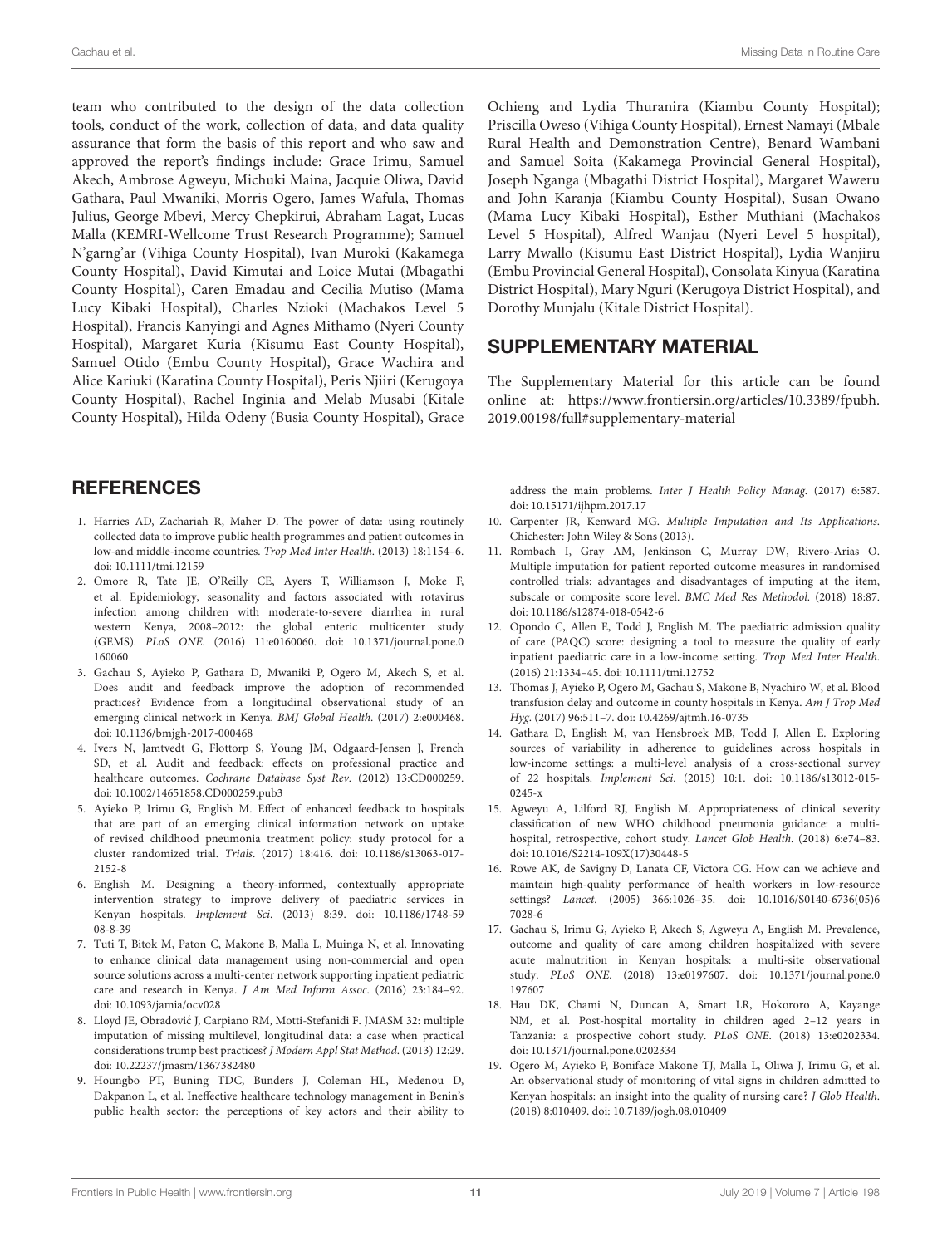team who contributed to the design of the data collection tools, conduct of the work, collection of data, and data quality assurance that form the basis of this report and who saw and approved the report's findings include: Grace Irimu, Samuel Akech, Ambrose Agweyu, Michuki Maina, Jacquie Oliwa, David Gathara, Paul Mwaniki, Morris Ogero, James Wafula, Thomas Julius, George Mbevi, Mercy Chepkirui, Abraham Lagat, Lucas Malla (KEMRI-Wellcome Trust Research Programme); Samuel N'garng'ar (Vihiga County Hospital), Ivan Muroki (Kakamega County Hospital), David Kimutai and Loice Mutai (Mbagathi County Hospital), Caren Emadau and Cecilia Mutiso (Mama Lucy Kibaki Hospital), Charles Nzioki (Machakos Level 5 Hospital), Francis Kanyingi and Agnes Mithamo (Nyeri County Hospital), Margaret Kuria (Kisumu East County Hospital), Samuel Otido (Embu County Hospital), Grace Wachira and Alice Kariuki (Karatina County Hospital), Peris Njiiri (Kerugoya County Hospital), Rachel Inginia and Melab Musabi (Kitale County Hospital), Hilda Odeny (Busia County Hospital), Grace Ochieng and Lydia Thuranira (Kiambu County Hospital); Priscilla Oweso (Vihiga County Hospital), Ernest Namayi (Mbale Rural Health and Demonstration Centre), Benard Wambani and Samuel Soita (Kakamega Provincial General Hospital), Joseph Nganga (Mbagathi District Hospital), Margaret Waweru and John Karanja (Kiambu County Hospital), Susan Owano (Mama Lucy Kibaki Hospital), Esther Muthiani (Machakos Level 5 Hospital), Alfred Wanjau (Nyeri Level 5 hospital), Larry Mwallo (Kisumu East District Hospital), Lydia Wanjiru (Embu Provincial General Hospital), Consolata Kinyua (Karatina District Hospital), Mary Nguri (Kerugoya District Hospital), and Dorothy Munjalu (Kitale District Hospital).

## SUPPLEMENTARY MATERIAL

The Supplementary Material for this article can be found online at: https://www.frontiersin.org/articles/10.3389/fpubh.2019.00198/full#supplementary-material

## REFERENCES

1. Harries AD, Zachariah R, Maher D. The power of data: using routinely collected data to improve public health programmes and patient outcomes in low-and middle-income countries. *Trop Med Inter Health.* (2013) 18:1154–6. doi: 10.1111/tmi.12159
2. Omore R, Tate JE, O'Reilly CE, Ayers T, Williamson J, Moke F, et al. Epidemiology, seasonality and factors associated with rotavirus infection among children with moderate-to-severe diarrhea in rural western Kenya, 2008–2012: the global enteric multicenter study (GEMS). *PLoS ONE.* (2016) 11:e0160060. doi: 10.1371/journal.pone.0160060
3. Gachau S, Ayieko P, Gathara D, Mwaniki P, Ogero M, Akech S, et al. Does audit and feedback improve the adoption of recommended practices? Evidence from a longitudinal observational study of an emerging clinical network in Kenya. *BMJ Global Health.* (2017) 2:e000468. doi: 10.1136/bmjgh-2017-000468
4. Ivers N, Jamtvedt G, Flottorp S, Young JM, Odgaard-Jensen J, French SD, et al. Audit and feedback: effects on professional practice and healthcare outcomes. *Cochrane Database Syst Rev.* (2012) 13:CD000259. doi: 10.1002/14651858.CD000259.pub3
5. Ayieko P, Irimu G, English M. Effect of enhanced feedback to hospitals that are part of an emerging clinical information network on uptake of revised childhood pneumonia treatment policy: study protocol for a cluster randomized trial. *Trials.* (2017) 18:416. doi: 10.1186/s13063-017-2152-8
6. English M. Designing a theory-informed, contextually appropriate intervention strategy to improve delivery of paediatric services in Kenyan hospitals. *Implement Sci.* (2013) 8:39. doi: 10.1186/1748-5908-8-39
7. Tuti T, Bitok M, Paton C, Makone B, Malla L, Muinga N, et al. Innovating to enhance clinical data management using non-commercial and open source solutions across a multi-center network supporting inpatient pediatric care and research in Kenya. *J Am Med Inform Assoc.* (2016) 23:184–92. doi: 10.1093/jamia/ocv028
8. Lloyd JE, Obradović J, Carpiano RM, Motti-Stefanidi F. JMASM 32: multiple imputation of missing multilevel, longitudinal data: a case when practical considerations trump best practices? *J Modern Appl Stat Method.* (2013) 12:29. doi: 10.22237/jmasm/1367382480
9. Houngbo PT, Buning TDC, Bunders J, Coleman HL, Medenou D, Dakpanon L, et al. Ineffective healthcare technology management in Benin's public health sector: the perceptions of key actors and their ability to address the main problems. *Inter J Health Policy Manag.* (2017) 6:587. doi: 10.15171/ijhpm.2017.17
10. Carpenter JR, Kenward MG. *Multiple Imputation and Its Applications.* Chichester: John Wiley & Sons (2013).
11. Rombach I, Gray AM, Jenkinson C, Murray DW, Rivero-Arias O. Multiple imputation for patient reported outcome measures in randomised controlled trials: advantages and disadvantages of imputing at the item, subscale or composite score level. *BMC Med Res Methodol.* (2018) 18:87. doi: 10.1186/s12874-018-0542-6
12. Opondo C, Allen E, Todd J, English M. The paediatric admission quality of care (PAQC) score: designing a tool to measure the quality of early inpatient paediatric care in a low-income setting. *Trop Med Inter Health.* (2016) 21:1334–45. doi: 10.1111/tmi.12752
13. Thomas J, Ayieko P, Ogero M, Gachau S, Makone B, Nyachiro W, et al. Blood transfusion delay and outcome in county hospitals in Kenya. *Am J Trop Med Hyg.* (2017) 96:511–7. doi: 10.4269/ajtmh.16-0735
14. Gathara D, English M, van Hensbroek MB, Todd J, Allen E. Exploring sources of variability in adherence to guidelines across hospitals in low-income settings: a multi-level analysis of a cross-sectional survey of 22 hospitals. *Implement Sci.* (2015) 10:1. doi: 10.1186/s13012-015-0245-x
15. Agweyu A, Lilford RJ, English M. Appropriateness of clinical severity classification of new WHO childhood pneumonia guidance: a multi-hospital, retrospective, cohort study. *Lancet Glob Health.* (2018) 6:e74–83. doi: 10.1016/S2214-109X(17)30448-5
16. Rowe AK, de Savigny D, Lanata CF, Victora CG. How can we achieve and maintain high-quality performance of health workers in low-resource settings? *Lancet.* (2005) 366:1026–35. doi: 10.1016/S0140-6736(05)67028-6
17. Gachau S, Irimu G, Ayieko P, Akech S, Agweyu A, English M. Prevalence, outcome and quality of care among children hospitalized with severe acute malnutrition in Kenyan hospitals: a multi-site observational study. *PLoS ONE.* (2018) 13:e0197607. doi: 10.1371/journal.pone.0197607
18. Hau DK, Chami N, Duncan A, Smart LR, Hokororo A, Kayange NM, et al. Post-hospital mortality in children aged 2–12 years in Tanzania: a prospective cohort study. *PLoS ONE.* (2018) 13:e0202334. doi: 10.1371/journal.pone.0202334
19. Ogero M, Ayieko P, Boniface Makone TJ, Malla L, Oliwa J, Irimu G, et al. An observational study of monitoring of vital signs in children admitted to Kenyan hospitals: an insight into the quality of nursing care? *J Glob Health.* (2018) 8:010409. doi: 10.7189/jogh.08.010409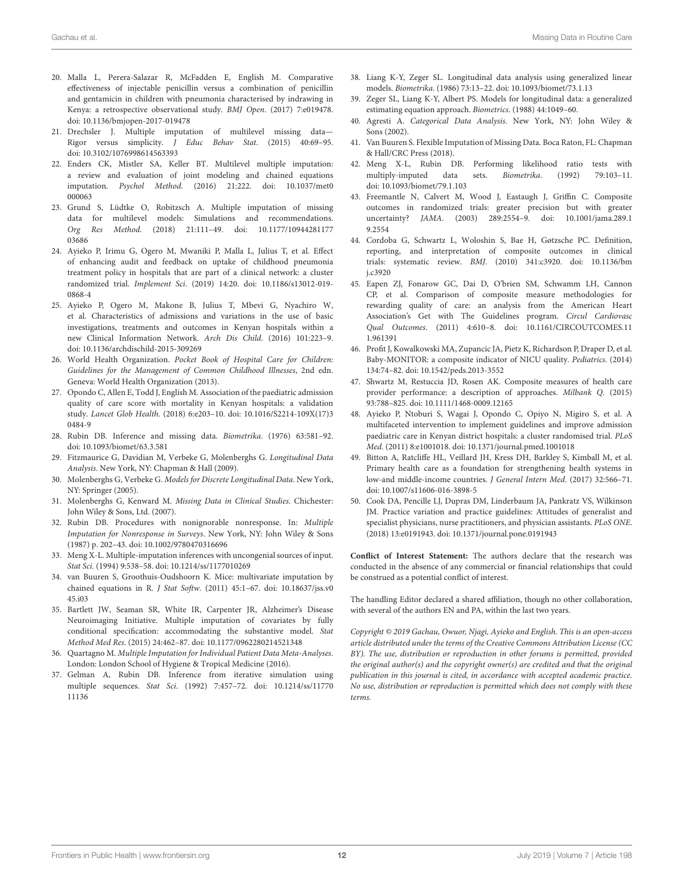20. Malla L, Perera-Salazar R, McFadden E, English M. Comparative effectiveness of injectable penicillin versus a combination of penicillin and gentamicin in children with pneumonia characterised by indrawing in Kenya: a retrospective observational study. *BMJ Open*. (2017) 7:e019478. doi: 10.1136/bmjopen-2017-019478
21. Drechsler J. Multiple imputation of multilevel missing data— Rigor versus simplicity. *J Educ Behav Stat*. (2015) 40:69–95. doi: 10.3102/1076998614563393
22. Enders CK, Mistler SA, Keller BT. Multilevel multiple imputation: a review and evaluation of joint modeling and chained equations imputation. *Psychol Method*. (2016) 21:222. doi: 10.1037/met0000063
23. Grund S, Lüdtke O, Robitzsch A. Multiple imputation of missing data for multilevel models: Simulations and recommendations. *Org Res Method*. (2018) 21:111–49. doi: 10.1177/1094428117703686
24. Ayieko P, Irimu G, Ogero M, Mwaniki P, Malla L, Julius T, et al. Effect of enhancing audit and feedback on uptake of childhood pneumonia treatment policy in hospitals that are part of a clinical network: a cluster randomized trial. *Implement Sci*. (2019) 14:20. doi: 10.1186/s13012-019-0868-4
25. Ayieko P, Ogero M, Makone B, Julius T, Mbevi G, Nyachiro W, et al. Characteristics of admissions and variations in the use of basic investigations, treatments and outcomes in Kenyan hospitals within a new Clinical Information Network. *Arch Dis Child*. (2016) 101:223–9. doi: 10.1136/archdischild-2015-309269
26. World Health Organization. *Pocket Book of Hospital Care for Children: Guidelines for the Management of Common Childhood Illnesses*, 2nd edn. Geneva: World Health Organization (2013).
27. Opondo C, Allen E, Todd J, English M. Association of the paediatric admission quality of care score with mortality in Kenyan hospitals: a validation study. *Lancet Glob Health*. (2018) 6:e203–10. doi: 10.1016/S2214-109X(17)30484-9
28. Rubin DB. Inference and missing data. *Biometrika*. (1976) 63:581–92. doi: 10.1093/biomet/63.3.581
29. Fitzmaurice G, Davidian M, Verbeke G, Molenberghs G. *Longitudinal Data Analysis*. New York, NY: Chapman & Hall (2009).
30. Molenberghs G, Verbeke G. *Models for Discrete Longitudinal Data*. New York, NY: Springer (2005).
31. Molenberghs G, Kenward M. *Missing Data in Clinical Studies*. Chichester: John Wiley & Sons, Ltd. (2007).
32. Rubin DB. Procedures with nonignorable nonresponse. In: *Multiple Imputation for Nonresponse in Surveys*. New York, NY: John Wiley & Sons (1987) p. 202–43. doi: 10.1002/9780470316696
33. Meng X-L. Multiple-imputation inferences with uncongenial sources of input. *Stat Sci*. (1994) 9:538–58. doi: 10.1214/ss/1177010269
34. van Buuren S, Groothuis-Oudshoorn K. Mice: multivariate imputation by chained equations in R. *J Stat Softw*. (2011) 45:1–67. doi: 10.18637/jss.v045.i03
35. Bartlett JW, Seaman SR, White IR, Carpenter JR, Alzheimer's Disease Neuroimaging Initiative. Multiple imputation of covariates by fully conditional specification: accommodating the substantive model. *Stat Method Med Res*. (2015) 24:462–87. doi: 10.1177/0962280214521348
36. Quartagno M. *Multiple Imputation for Individual Patient Data Meta-Analyses*. London: London School of Hygiene & Tropical Medicine (2016).
37. Gelman A, Rubin DB. Inference from iterative simulation using multiple sequences. *Stat Sci*. (1992) 7:457–72. doi: 10.1214/ss/1177011136
38. Liang K-Y, Zeger SL. Longitudinal data analysis using generalized linear models. *Biometrika*. (1986) 73:13–22. doi: 10.1093/biomet/73.1.13
39. Zeger SL, Liang K-Y, Albert PS. Models for longitudinal data: a generalized estimating equation approach. *Biometrics*. (1988) 44:1049–60.
40. Agresti A. *Categorical Data Analysis*. New York, NY: John Wiley & Sons (2002).
41. Van Buuren S. Flexible Imputation of Missing Data. Boca Raton, FL: Chapman & Hall/CRC Press (2018).
42. Meng X-L, Rubin DB. Performing likelihood ratio tests with multiply-imputed data sets. *Biometrika*. (1992) 79:103–11. doi: 10.1093/biomet/79.1.103
43. Freemantle N, Calvert M, Wood J, Eastaugh J, Griffin C. Composite outcomes in randomized trials: greater precision but with greater uncertainty? *JAMA*. (2003) 289:2554–9. doi: 10.1001/jama.289.19.2554
44. Cordoba G, Schwartz L, Woloshin S, Bae H, Gøtzsche PC. Definition, reporting, and interpretation of composite outcomes in clinical trials: systematic review. *BMJ*. (2010) 341:c3920. doi: 10.1136/bmj.c3920
45. Eapen ZJ, Fonarow GC, Dai D, O'brien SM, Schwamm LH, Cannon CP, et al. Comparison of composite measure methodologies for rewarding quality of care: an analysis from the American Heart Association's Get with The Guidelines program. *Circul Cardiovasc Qual Outcomes*. (2011) 4:610–8. doi: 10.1161/CIRCOUTCOMES.111.961391
46. Profit J, Kowalkowski MA, Zupancic JA, Pietz K, Richardson P, Draper D, et al. Baby-MONITOR: a composite indicator of NICU quality. *Pediatrics*. (2014) 134:74–82. doi: 10.1542/peds.2013-3552
47. Shwartz M, Restuccia JD, Rosen AK. Composite measures of health care provider performance: a description of approaches. *Milbank Q*. (2015) 93:788–825. doi: 10.1111/1468-0009.12165
48. Ayieko P, Ntoburi S, Wagai J, Opondo C, Opiyo N, Migiro S, et al. A multifaceted intervention to implement guidelines and improve admission paediatric care in Kenyan district hospitals: a cluster randomised trial. *PLoS Med*. (2011) 8:e1001018. doi: 10.1371/journal.pmed.1001018
49. Bitton A, Ratcliffe HL, Veillard JH, Kress DH, Barkley S, Kimball M, et al. Primary health care as a foundation for strengthening health systems in low-and middle-income countries. *J General Intern Med*. (2017) 32:566–71. doi: 10.1007/s11606-016-3898-5
50. Cook DA, Pencille LJ, Dupras DM, Linderbaum JA, Pankratz VS, Wilkinson JM. Practice variation and practice guidelines: Attitudes of generalist and specialist physicians, nurse practitioners, and physician assistants. *PLoS ONE*. (2018) 13:e0191943. doi: 10.1371/journal.pone.0191943

**Conflict of Interest Statement:** The authors declare that the research was conducted in the absence of any commercial or financial relationships that could be construed as a potential conflict of interest.

The handling Editor declared a shared affiliation, though no other collaboration, with several of the authors EN and PA, within the last two years.

*Copyright © 2019 Gachau, Owuor, Njagi, Ayieko and English. This is an open-access article distributed under the terms of the Creative Commons Attribution License (CC BY). The use, distribution or reproduction in other forums is permitted, provided the original author(s) and the copyright owner(s) are credited and that the original publication in this journal is cited, in accordance with accepted academic practice. No use, distribution or reproduction is permitted which does not comply with these terms.*